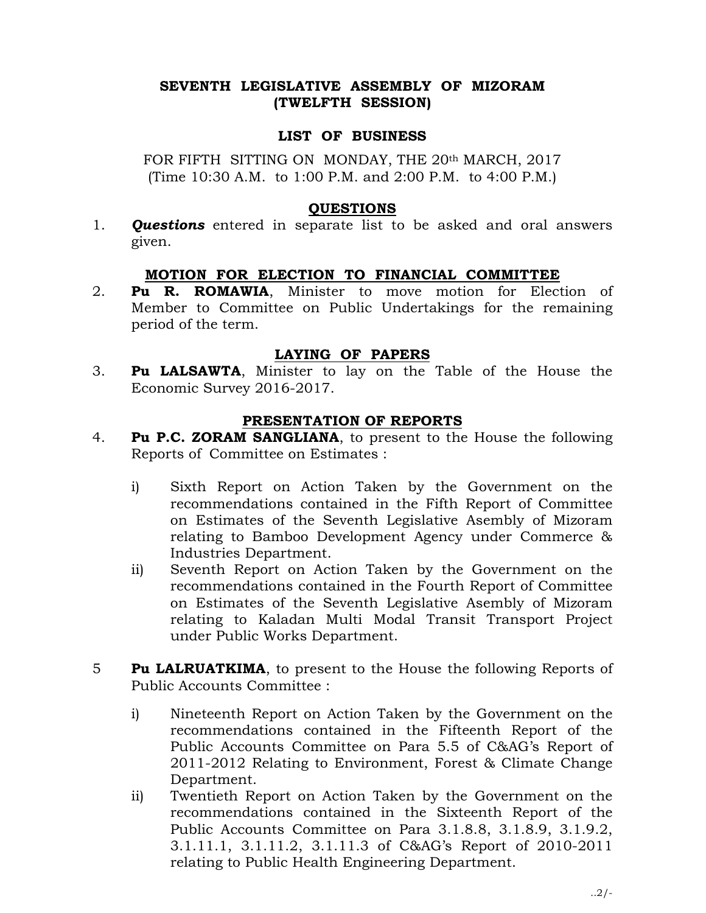# SEVENTH LEGISLATIVE ASSEMBLY OF MIZORAM
# (TWELFTH SESSION)

## LIST OF BUSINESS

FOR FIFTH SITTING ON MONDAY, THE 20th MARCH, 2017
(Time 10:30 A.M. to 1:00 P.M. and 2:00 P.M. to 4:00 P.M.)

### QUESTIONS

1. ***Questions*** entered in separate list to be asked and oral answers given.

### MOTION FOR ELECTION TO FINANCIAL COMMITTEE

2. **Pu R. ROMAWIA**, Minister to move motion for Election of Member to Committee on Public Undertakings for the remaining period of the term.

### LAYING OF PAPERS

3. **Pu LALSAWTA**, Minister to lay on the Table of the House the Economic Survey 2016-2017.

### PRESENTATION OF REPORTS

4. **Pu P.C. ZORAM SANGLIANA**, to present to the House the following Reports of Committee on Estimates :

   i) Sixth Report on Action Taken by the Government on the recommendations contained in the Fifth Report of Committee on Estimates of the Seventh Legislative Asembly of Mizoram relating to Bamboo Development Agency under Commerce & Industries Department.

   ii) Seventh Report on Action Taken by the Government on the recommendations contained in the Fourth Report of Committee on Estimates of the Seventh Legislative Asembly of Mizoram relating to Kaladan Multi Modal Transit Transport Project under Public Works Department.

5 **Pu LALRUATKIMA**, to present to the House the following Reports of Public Accounts Committee :

   i) Nineteenth Report on Action Taken by the Government on the recommendations contained in the Fifteenth Report of the Public Accounts Committee on Para 5.5 of C&AG's Report of 2011-2012 Relating to Environment, Forest & Climate Change Department.

   ii) Twentieth Report on Action Taken by the Government on the recommendations contained in the Sixteenth Report of the Public Accounts Committee on Para 3.1.8.8, 3.1.8.9, 3.1.9.2, 3.1.11.1, 3.1.11.2, 3.1.11.3 of C&AG's Report of 2010-2011 relating to Public Health Engineering Department.

..2/-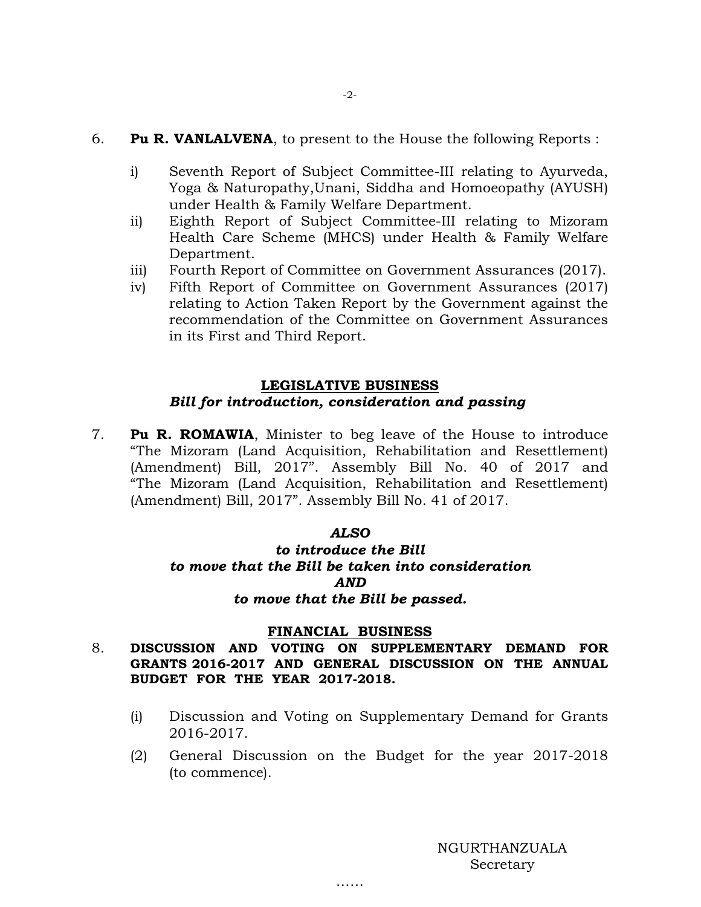6. **Pu R. VANLALVENA**, to present to the House the following Reports :

   i) Seventh Report of Subject Committee-III relating to Ayurveda, Yoga & Naturopathy,Unani, Siddha and Homoeopathy (AYUSH) under Health & Family Welfare Department.
   ii) Eighth Report of Subject Committee-III relating to Mizoram Health Care Scheme (MHCS) under Health & Family Welfare Department.
   iii) Fourth Report of Committee on Government Assurances (2017).
   iv) Fifth Report of Committee on Government Assurances (2017) relating to Action Taken Report by the Government against the recommendation of the Committee on Government Assurances in its First and Third Report.

## LEGISLATIVE BUSINESS

***Bill for introduction, consideration and passing***

7. **Pu R. ROMAWIA**, Minister to beg leave of the House to introduce "The Mizoram (Land Acquisition, Rehabilitation and Resettlement) (Amendment) Bill, 2017". Assembly Bill No. 40 of 2017 and "The Mizoram (Land Acquisition, Rehabilitation and Resettlement) (Amendment) Bill, 2017". Assembly Bill No. 41 of 2017.

***ALSO***

***to introduce the Bill***
***to move that the Bill be taken into consideration***
***AND***
***to move that the Bill be passed.***

## FINANCIAL BUSINESS

8. **DISCUSSION AND VOTING ON SUPPLEMENTARY DEMAND FOR GRANTS 2016-2017 AND GENERAL DISCUSSION ON THE ANNUAL BUDGET FOR THE YEAR 2017-2018.**

   (i) Discussion and Voting on Supplementary Demand for Grants 2016-2017.

   (2) General Discussion on the Budget for the year 2017-2018 (to commence).

NGURTHANZUALA
Secretary

……